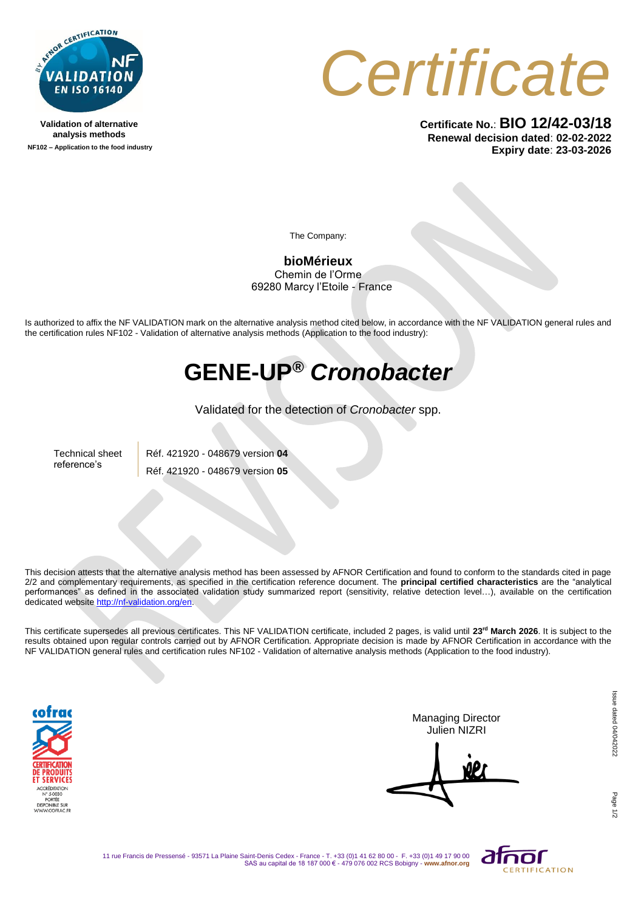Validation of alternative analysis methods

NF102 – Application to the food industry

# Certificate

**Certificate No.**: **BIO 12/42-03/18**
**Renewal decision dated**: **02-02-2022**
**Expiry date**: **23-03-2026**

The Company:

**bioMérieux**
Chemin de l'Orme
69280 Marcy l'Etoile - France

Is authorized to affix the NF VALIDATION mark on the alternative analysis method cited below, in accordance with the NF VALIDATION general rules and the certification rules NF102 - Validation of alternative analysis methods (Application to the food industry):

## GENE-UP® *Cronobacter*

Validated for the detection of *Cronobacter* spp.

| Technical sheet reference's | Réf. 421920 - 048679 version **04** |
| --- | --- |
| | Réf. 421920 - 048679 version **05** |

This decision attests that the alternative analysis method has been assessed by AFNOR Certification and found to conform to the standards cited in page 2/2 and complementary requirements, as specified in the certification reference document. The **principal certified characteristics** are the "analytical performances" as defined in the associated validation study summarized report (sensitivity, relative detection level…), available on the certification dedicated website http://nf-validation.org/en.

This certificate supersedes all previous certificates. This NF VALIDATION certificate, included 2 pages, is valid until **23rd March 2026**. It is subject to the results obtained upon regular controls carried out by AFNOR Certification. Appropriate decision is made by AFNOR Certification in accordance with the NF VALIDATION general rules and certification rules NF102 - Validation of alternative analysis methods (Application to the food industry).

Managing Director
Julien NIZRI

Issue dated 04/04/2022

11 rue Francis de Pressensé - 93571 La Plaine Saint-Denis Cedex - France - T. +33 (0)1 41 62 80 00 - F. +33 (0)1 49 17 90 00
SAS au capital de 18 187 000 € - 479 076 002 RCS Bobigny - **www.afnor.org**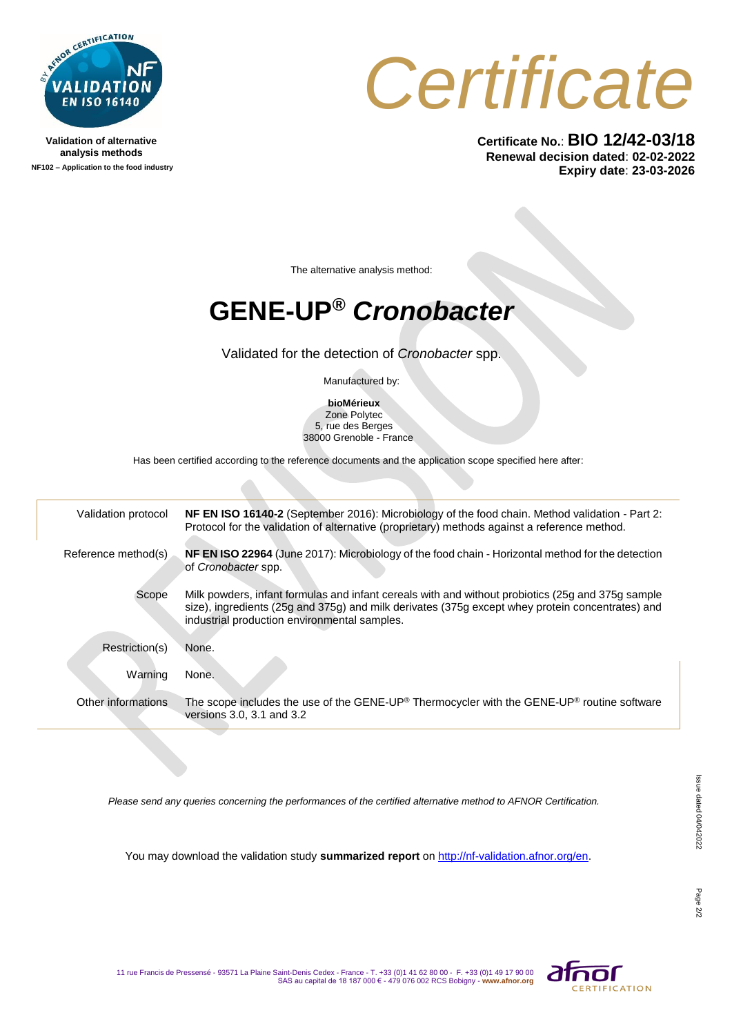Validation of alternative analysis methods

NF102 – Application to the food industry

# Certificate

**Certificate No.**: **BIO 12/42-03/18**
**Renewal decision dated**: **02-02-2022**
**Expiry date**: **23-03-2026**

The alternative analysis method:

# GENE-UP® *Cronobacter*

Validated for the detection of *Cronobacter* spp.

Manufactured by:

**bioMérieux**
Zone Polytec
5, rue des Berges
38000 Grenoble - France

Has been certified according to the reference documents and the application scope specified here after:

| | |
|---|---|
| Validation protocol | **NF EN ISO 16140-2** (September 2016): Microbiology of the food chain. Method validation - Part 2: Protocol for the validation of alternative (proprietary) methods against a reference method. |
| Reference method(s) | **NF EN ISO 22964** (June 2017): Microbiology of the food chain - Horizontal method for the detection of *Cronobacter* spp. |
| Scope | Milk powders, infant formulas and infant cereals with and without probiotics (25g and 375g sample size), ingredients (25g and 375g) and milk derivates (375g except whey protein concentrates) and industrial production environmental samples. |
| Restriction(s) | None. |
| Warning | None. |
| Other informations | The scope includes the use of the GENE-UP® Thermocycler with the GENE-UP® routine software versions 3.0, 3.1 and 3.2 |

*Please send any queries concerning the performances of the certified alternative method to AFNOR Certification.*

You may download the validation study **summarized report** on http://nf-validation.afnor.org/en.

Issue dated 04/04/2022

11 rue Francis de Pressensé - 93571 La Plaine Saint-Denis Cedex - France - T. +33 (0)1 41 62 80 00 - F. +33 (0)1 49 17 90 00
SAS au capital de 18 187 000 € - 479 076 002 RCS Bobigny - **www.afnor.org**